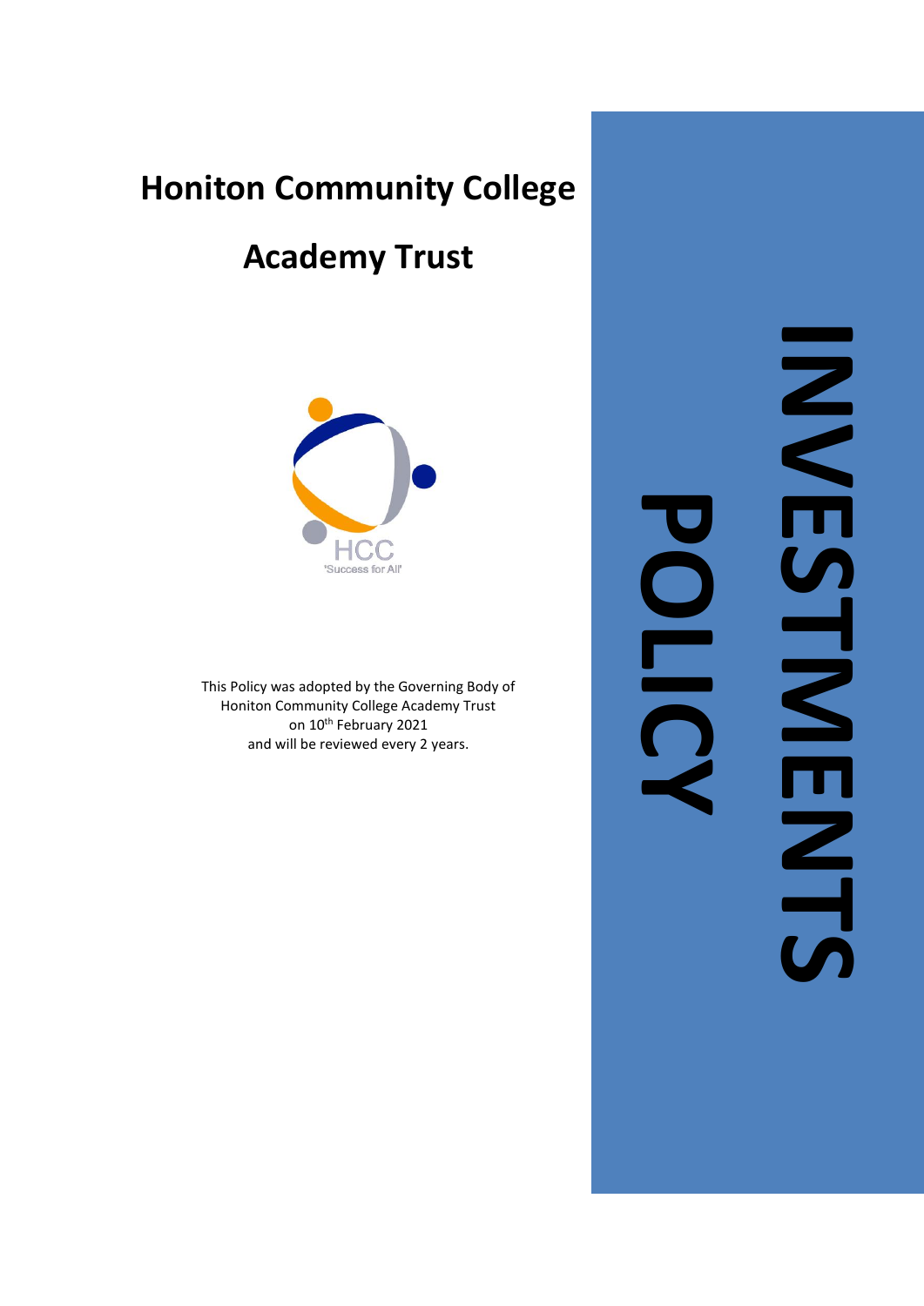# Honiton Community College

# Academy Trust

HCC
'Success for All'

This Policy was adopted by the Governing Body of
Honiton Community College Academy Trust
on 10th February 2021
and will be reviewed every 2 years.

# INVESTMENTS POLICY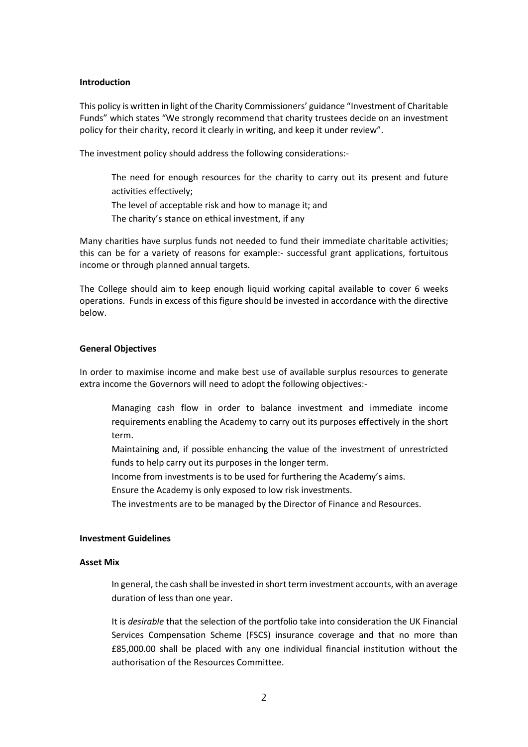**Introduction**

This policy is written in light of the Charity Commissioners' guidance "Investment of Charitable Funds" which states "We strongly recommend that charity trustees decide on an investment policy for their charity, record it clearly in writing, and keep it under review".

The investment policy should address the following considerations:-

The need for enough resources for the charity to carry out its present and future activities effectively;

The level of acceptable risk and how to manage it; and

The charity's stance on ethical investment, if any

Many charities have surplus funds not needed to fund their immediate charitable activities; this can be for a variety of reasons for example:- successful grant applications, fortuitous income or through planned annual targets.

The College should aim to keep enough liquid working capital available to cover 6 weeks operations. Funds in excess of this figure should be invested in accordance with the directive below.

**General Objectives**

In order to maximise income and make best use of available surplus resources to generate extra income the Governors will need to adopt the following objectives:-

Managing cash flow in order to balance investment and immediate income requirements enabling the Academy to carry out its purposes effectively in the short term.

Maintaining and, if possible enhancing the value of the investment of unrestricted funds to help carry out its purposes in the longer term.

Income from investments is to be used for furthering the Academy's aims.

Ensure the Academy is only exposed to low risk investments.

The investments are to be managed by the Director of Finance and Resources.

**Investment Guidelines**

**Asset Mix**

In general, the cash shall be invested in short term investment accounts, with an average duration of less than one year.

It is *desirable* that the selection of the portfolio take into consideration the UK Financial Services Compensation Scheme (FSCS) insurance coverage and that no more than £85,000.00 shall be placed with any one individual financial institution without the authorisation of the Resources Committee.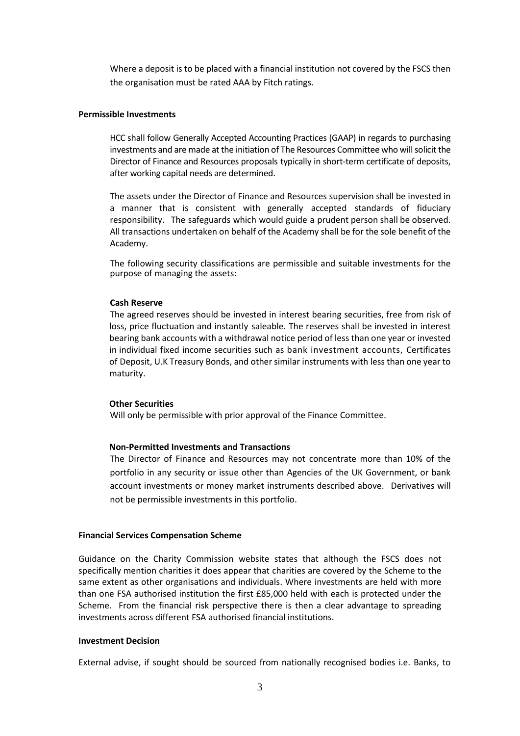Where a deposit is to be placed with a financial institution not covered by the FSCS then the organisation must be rated AAA by Fitch ratings.

**Permissible Investments**

HCC shall follow Generally Accepted Accounting Practices (GAAP) in regards to purchasing investments and are made at the initiation of The Resources Committee who will solicit the Director of Finance and Resources proposals typically in short-term certificate of deposits, after working capital needs are determined.

The assets under the Director of Finance and Resources supervision shall be invested in a manner that is consistent with generally accepted standards of fiduciary responsibility. The safeguards which would guide a prudent person shall be observed. All transactions undertaken on behalf of the Academy shall be for the sole benefit of the Academy.

The following security classifications are permissible and suitable investments for the purpose of managing the assets:

**Cash Reserve**

The agreed reserves should be invested in interest bearing securities, free from risk of loss, price fluctuation and instantly saleable. The reserves shall be invested in interest bearing bank accounts with a withdrawal notice period of less than one year or invested in individual fixed income securities such as bank investment accounts, Certificates of Deposit, U.K Treasury Bonds, and other similar instruments with less than one year to maturity.

**Other Securities**

Will only be permissible with prior approval of the Finance Committee.

**Non-Permitted Investments and Transactions**

The Director of Finance and Resources may not concentrate more than 10% of the portfolio in any security or issue other than Agencies of the UK Government, or bank account investments or money market instruments described above. Derivatives will not be permissible investments in this portfolio.

**Financial Services Compensation Scheme**

Guidance on the Charity Commission website states that although the FSCS does not specifically mention charities it does appear that charities are covered by the Scheme to the same extent as other organisations and individuals. Where investments are held with more than one FSA authorised institution the first £85,000 held with each is protected under the Scheme. From the financial risk perspective there is then a clear advantage to spreading investments across different FSA authorised financial institutions.

**Investment Decision**

External advise, if sought should be sourced from nationally recognised bodies i.e. Banks, to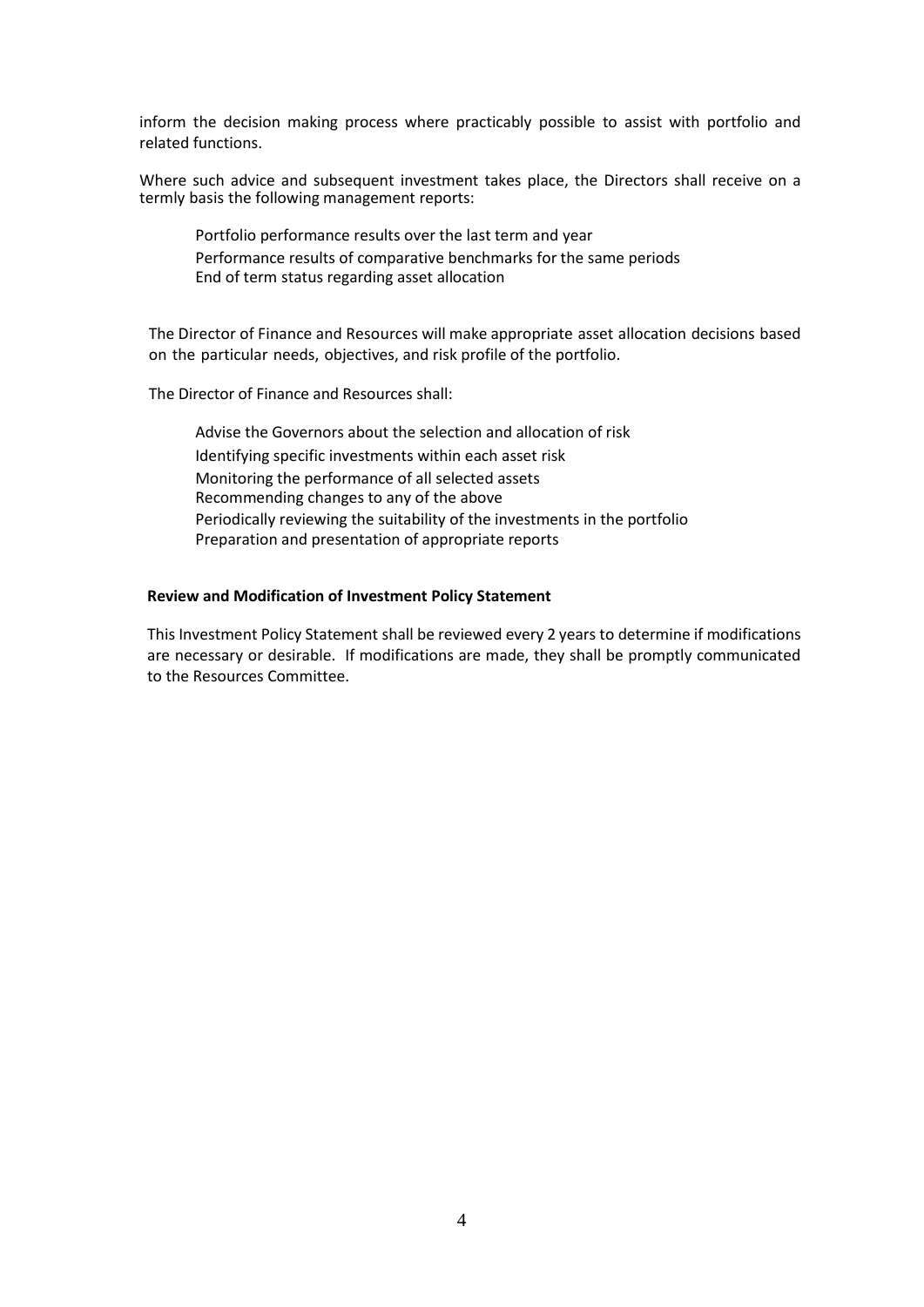inform the decision making process where practicably possible to assist with portfolio and related functions.

Where such advice and subsequent investment takes place, the Directors shall receive on a termly basis the following management reports:

- Portfolio performance results over the last term and year
- Performance results of comparative benchmarks for the same periods
- End of term status regarding asset allocation

The Director of Finance and Resources will make appropriate asset allocation decisions based on the particular needs, objectives, and risk profile of the portfolio.

The Director of Finance and Resources shall:

- Advise the Governors about the selection and allocation of risk
- Identifying specific investments within each asset risk
- Monitoring the performance of all selected assets
- Recommending changes to any of the above
- Periodically reviewing the suitability of the investments in the portfolio
- Preparation and presentation of appropriate reports

**Review and Modification of Investment Policy Statement**

This Investment Policy Statement shall be reviewed every 2 years to determine if modifications are necessary or desirable. If modifications are made, they shall be promptly communicated to the Resources Committee.